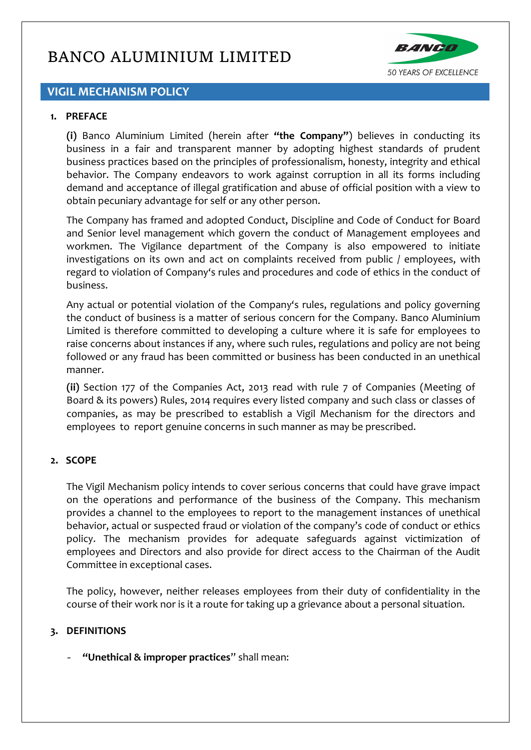# BANCO ALUMINIUM LIMITED

50 YEARS OF EXCELLENCE

## VIGIL MECHANISM POLICY

### 1. PREFACE

**(i)** Banco Aluminium Limited (herein after **"the Company"**) believes in conducting its business in a fair and transparent manner by adopting highest standards of prudent business practices based on the principles of professionalism, honesty, integrity and ethical behavior. The Company endeavors to work against corruption in all its forms including demand and acceptance of illegal gratification and abuse of official position with a view to obtain pecuniary advantage for self or any other person.

The Company has framed and adopted Conduct, Discipline and Code of Conduct for Board and Senior level management which govern the conduct of Management employees and workmen. The Vigilance department of the Company is also empowered to initiate investigations on its own and act on complaints received from public / employees, with regard to violation of Company's rules and procedures and code of ethics in the conduct of business.

Any actual or potential violation of the Company's rules, regulations and policy governing the conduct of business is a matter of serious concern for the Company. Banco Aluminium Limited is therefore committed to developing a culture where it is safe for employees to raise concerns about instances if any, where such rules, regulations and policy are not being followed or any fraud has been committed or business has been conducted in an unethical manner.

**(ii)** Section 177 of the Companies Act, 2013 read with rule 7 of Companies (Meeting of Board & its powers) Rules, 2014 requires every listed company and such class or classes of companies, as may be prescribed to establish a Vigil Mechanism for the directors and employees to report genuine concerns in such manner as may be prescribed.

### 2. SCOPE

The Vigil Mechanism policy intends to cover serious concerns that could have grave impact on the operations and performance of the business of the Company. This mechanism provides a channel to the employees to report to the management instances of unethical behavior, actual or suspected fraud or violation of the company's code of conduct or ethics policy. The mechanism provides for adequate safeguards against victimization of employees and Directors and also provide for direct access to the Chairman of the Audit Committee in exceptional cases.

The policy, however, neither releases employees from their duty of confidentiality in the course of their work nor is it a route for taking up a grievance about a personal situation.

### 3. DEFINITIONS

- **"Unethical & improper practices"** shall mean: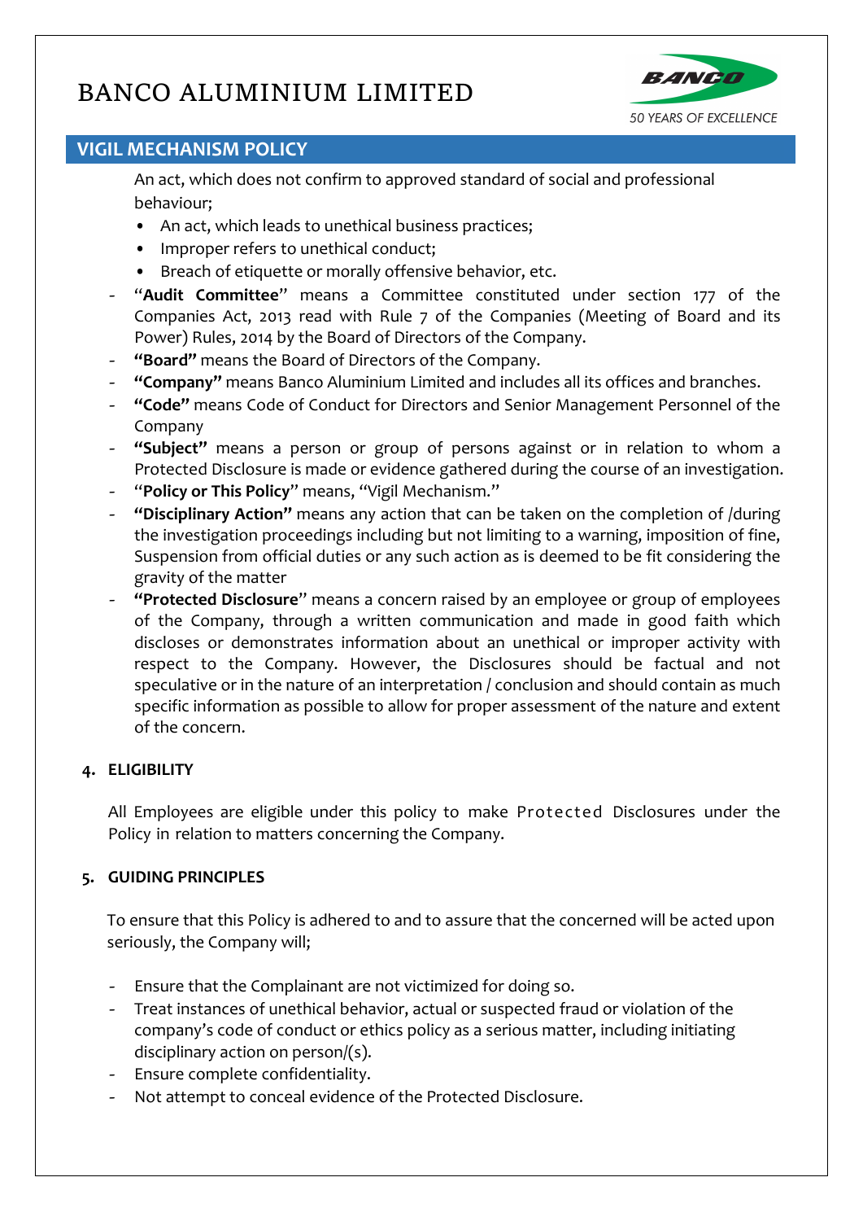An act, which does not confirm to approved standard of social and professional behaviour;

- An act, which leads to unethical business practices;
- Improper refers to unethical conduct;
- Breach of etiquette or morally offensive behavior, etc.

- "**Audit Committee**" means a Committee constituted under section 177 of the Companies Act, 2013 read with Rule 7 of the Companies (Meeting of Board and its Power) Rules, 2014 by the Board of Directors of the Company.
- **"Board"** means the Board of Directors of the Company.
- **"Company"** means Banco Aluminium Limited and includes all its offices and branches.
- **"Code"** means Code of Conduct for Directors and Senior Management Personnel of the Company
- **"Subject"** means a person or group of persons against or in relation to whom a Protected Disclosure is made or evidence gathered during the course of an investigation.
- "**Policy or This Policy**" means, "Vigil Mechanism."
- **"Disciplinary Action"** means any action that can be taken on the completion of /during the investigation proceedings including but not limiting to a warning, imposition of fine, Suspension from official duties or any such action as is deemed to be fit considering the gravity of the matter
- **"Protected Disclosure**" means a concern raised by an employee or group of employees of the Company, through a written communication and made in good faith which discloses or demonstrates information about an unethical or improper activity with respect to the Company. However, the Disclosures should be factual and not speculative or in the nature of an interpretation / conclusion and should contain as much specific information as possible to allow for proper assessment of the nature and extent of the concern.

## 4. ELIGIBILITY

All Employees are eligible under this policy to make Protected Disclosures under the Policy in relation to matters concerning the Company.

## 5. GUIDING PRINCIPLES

To ensure that this Policy is adhered to and to assure that the concerned will be acted upon seriously, the Company will;

- Ensure that the Complainant are not victimized for doing so.
- Treat instances of unethical behavior, actual or suspected fraud or violation of the company's code of conduct or ethics policy as a serious matter, including initiating disciplinary action on person/(s).
- Ensure complete confidentiality.
- Not attempt to conceal evidence of the Protected Disclosure.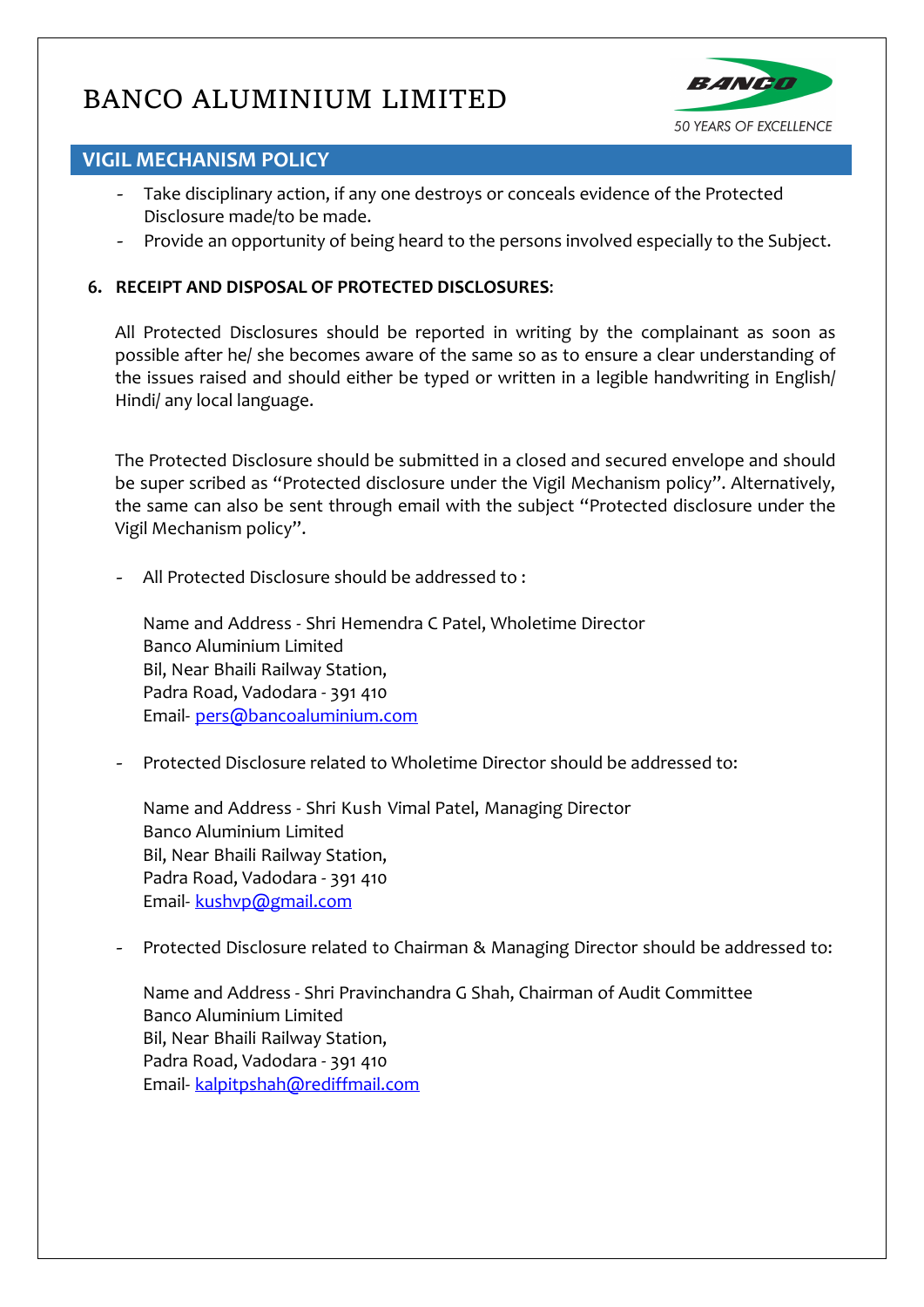- Take disciplinary action, if any one destroys or conceals evidence of the Protected Disclosure made/to be made.
- Provide an opportunity of being heard to the persons involved especially to the Subject.

**6. RECEIPT AND DISPOSAL OF PROTECTED DISCLOSURES**:

All Protected Disclosures should be reported in writing by the complainant as soon as possible after he/ she becomes aware of the same so as to ensure a clear understanding of the issues raised and should either be typed or written in a legible handwriting in English/ Hindi/ any local language.

The Protected Disclosure should be submitted in a closed and secured envelope and should be super scribed as "Protected disclosure under the Vigil Mechanism policy". Alternatively, the same can also be sent through email with the subject "Protected disclosure under the Vigil Mechanism policy".

- All Protected Disclosure should be addressed to :

  Name and Address - Shri Hemendra C Patel, Wholetime Director
  Banco Aluminium Limited
  Bil, Near Bhaili Railway Station,
  Padra Road, Vadodara - 391 410
  Email- pers@bancoaluminium.com

- Protected Disclosure related to Wholetime Director should be addressed to:

  Name and Address - Shri Kush Vimal Patel, Managing Director
  Banco Aluminium Limited
  Bil, Near Bhaili Railway Station,
  Padra Road, Vadodara - 391 410
  Email- kushvp@gmail.com

- Protected Disclosure related to Chairman & Managing Director should be addressed to:

  Name and Address - Shri Pravinchandra G Shah, Chairman of Audit Committee
  Banco Aluminium Limited
  Bil, Near Bhaili Railway Station,
  Padra Road, Vadodara - 391 410
  Email- kalpitpshah@rediffmail.com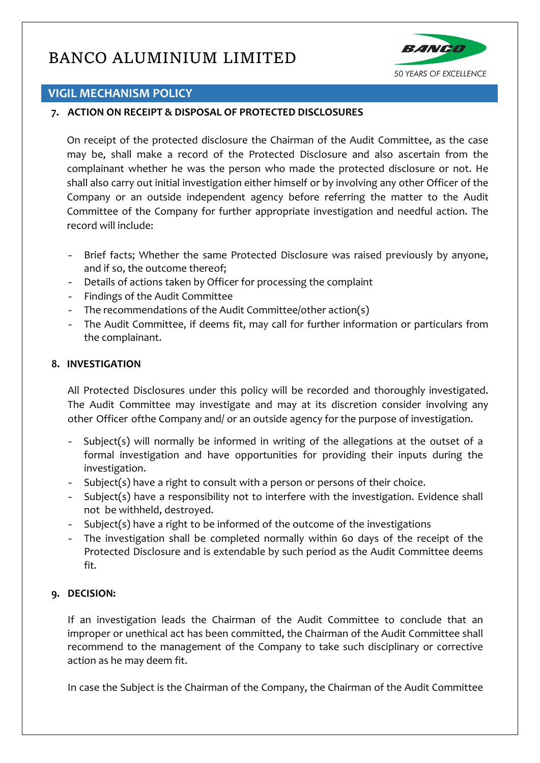## 7. ACTION ON RECEIPT & DISPOSAL OF PROTECTED DISCLOSURES

On receipt of the protected disclosure the Chairman of the Audit Committee, as the case may be, shall make a record of the Protected Disclosure and also ascertain from the complainant whether he was the person who made the protected disclosure or not. He shall also carry out initial investigation either himself or by involving any other Officer of the Company or an outside independent agency before referring the matter to the Audit Committee of the Company for further appropriate investigation and needful action. The record will include:

- Brief facts; Whether the same Protected Disclosure was raised previously by anyone, and if so, the outcome thereof;
- Details of actions taken by Officer for processing the complaint
- Findings of the Audit Committee
- The recommendations of the Audit Committee/other action(s)
- The Audit Committee, if deems fit, may call for further information or particulars from the complainant.

## 8. INVESTIGATION

All Protected Disclosures under this policy will be recorded and thoroughly investigated. The Audit Committee may investigate and may at its discretion consider involving any other Officer ofthe Company and/ or an outside agency for the purpose of investigation.

- Subject(s) will normally be informed in writing of the allegations at the outset of a formal investigation and have opportunities for providing their inputs during the investigation.
- Subject(s) have a right to consult with a person or persons of their choice.
- Subject(s) have a responsibility not to interfere with the investigation. Evidence shall not be withheld, destroyed.
- Subject(s) have a right to be informed of the outcome of the investigations
- The investigation shall be completed normally within 60 days of the receipt of the Protected Disclosure and is extendable by such period as the Audit Committee deems fit.

## 9. DECISION:

If an investigation leads the Chairman of the Audit Committee to conclude that an improper or unethical act has been committed, the Chairman of the Audit Committee shall recommend to the management of the Company to take such disciplinary or corrective action as he may deem fit.

In case the Subject is the Chairman of the Company, the Chairman of the Audit Committee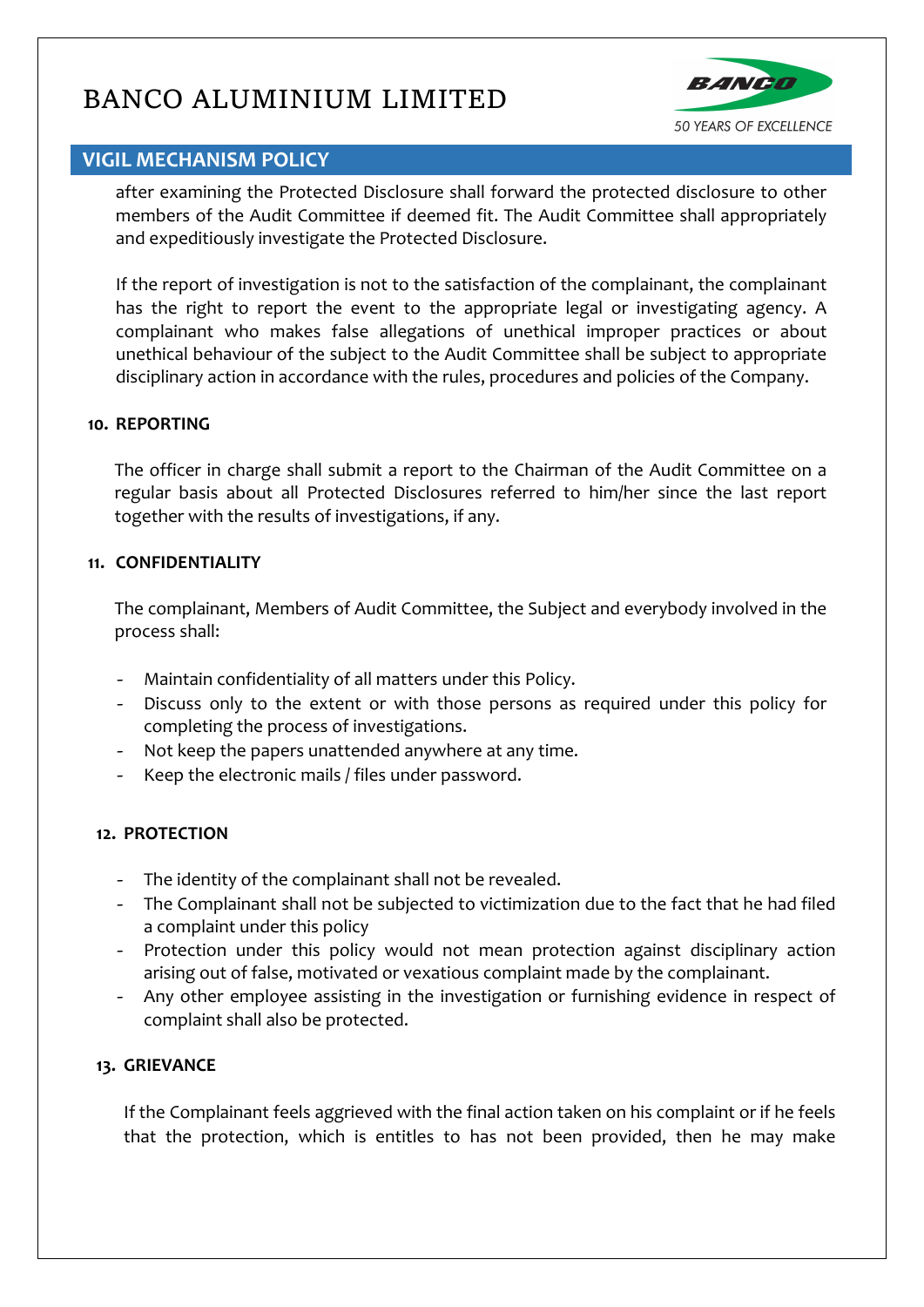after examining the Protected Disclosure shall forward the protected disclosure to other members of the Audit Committee if deemed fit. The Audit Committee shall appropriately and expeditiously investigate the Protected Disclosure.

If the report of investigation is not to the satisfaction of the complainant, the complainant has the right to report the event to the appropriate legal or investigating agency. A complainant who makes false allegations of unethical improper practices or about unethical behaviour of the subject to the Audit Committee shall be subject to appropriate disciplinary action in accordance with the rules, procedures and policies of the Company.

## 10. REPORTING

The officer in charge shall submit a report to the Chairman of the Audit Committee on a regular basis about all Protected Disclosures referred to him/her since the last report together with the results of investigations, if any.

## 11. CONFIDENTIALITY

The complainant, Members of Audit Committee, the Subject and everybody involved in the process shall:

- Maintain confidentiality of all matters under this Policy.
- Discuss only to the extent or with those persons as required under this policy for completing the process of investigations.
- Not keep the papers unattended anywhere at any time.
- Keep the electronic mails / files under password.

## 12. PROTECTION

- The identity of the complainant shall not be revealed.
- The Complainant shall not be subjected to victimization due to the fact that he had filed a complaint under this policy
- Protection under this policy would not mean protection against disciplinary action arising out of false, motivated or vexatious complaint made by the complainant.
- Any other employee assisting in the investigation or furnishing evidence in respect of complaint shall also be protected.

## 13. GRIEVANCE

If the Complainant feels aggrieved with the final action taken on his complaint or if he feels that the protection, which is entitles to has not been provided, then he may make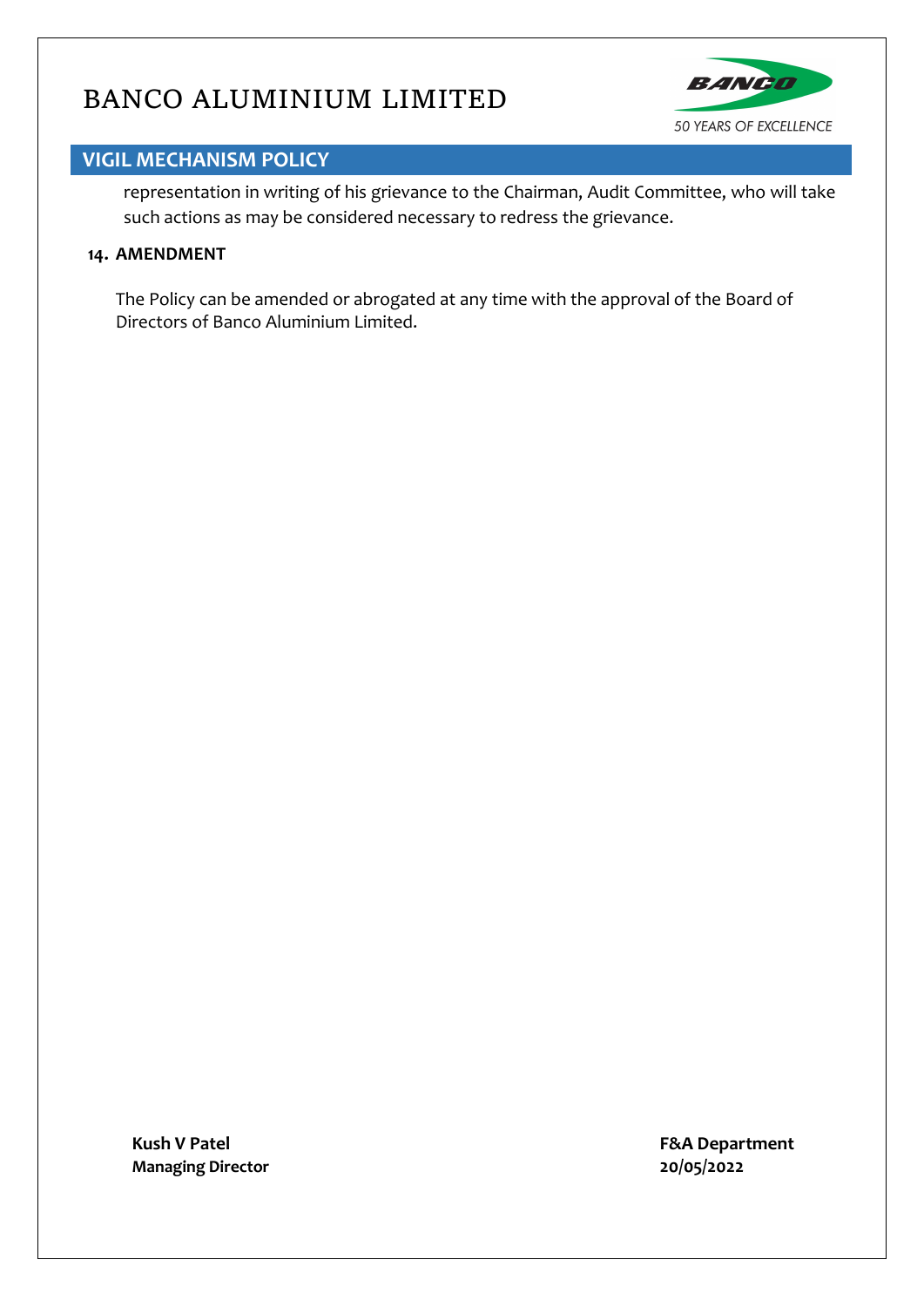representation in writing of his grievance to the Chairman, Audit Committee, who will take such actions as may be considered necessary to redress the grievance.

## 14. AMENDMENT

The Policy can be amended or abrogated at any time with the approval of the Board of Directors of Banco Aluminium Limited.

**Kush V Patel**
**Managing Director**

**F&A Department**
**20/05/2022**